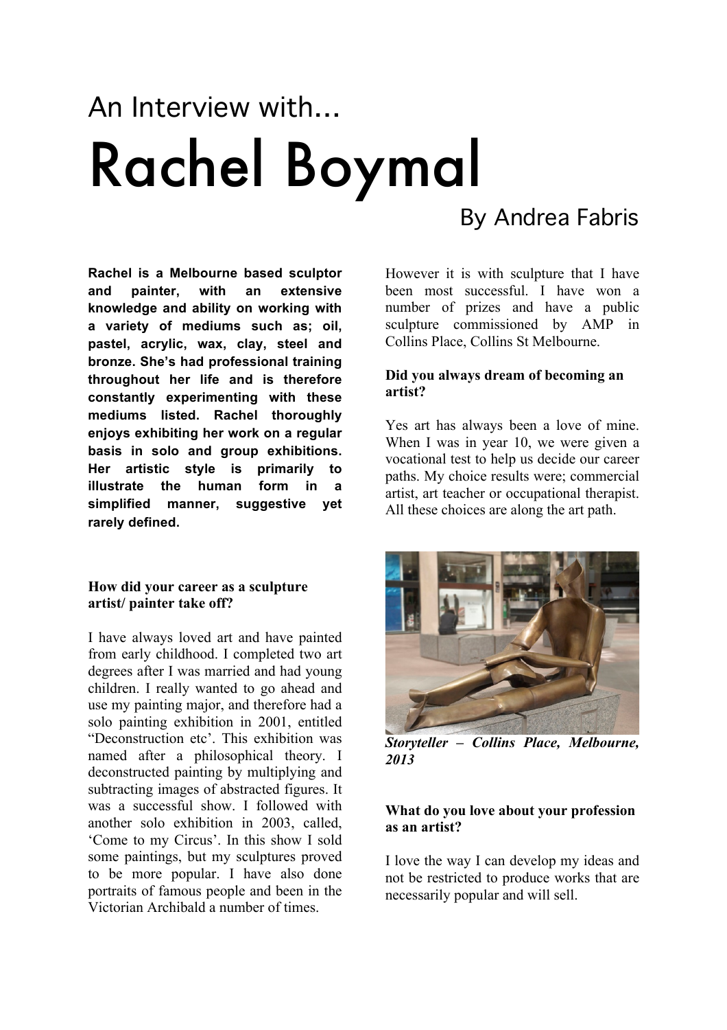An Interview with...

# Rachel Boymal

By Andrea Fabris

**Rachel is a Melbourne based sculptor and painter, with an extensive knowledge and ability on working with a variety of mediums such as; oil, pastel, acrylic, wax, clay, steel and bronze. She's had professional training throughout her life and is therefore constantly experimenting with these mediums listed. Rachel thoroughly enjoys exhibiting her work on a regular basis in solo and group exhibitions. Her artistic style is primarily to illustrate the human form in a simplified manner, suggestive yet rarely defined.**

**How did your career as a sculpture artist/ painter take off?**

I have always loved art and have painted from early childhood. I completed two art degrees after I was married and had young children. I really wanted to go ahead and use my painting major, and therefore had a solo painting exhibition in 2001, entitled "Deconstruction etc'. This exhibition was named after a philosophical theory. I deconstructed painting by multiplying and subtracting images of abstracted figures. It was a successful show. I followed with another solo exhibition in 2003, called, 'Come to my Circus'. In this show I sold some paintings, but my sculptures proved to be more popular. I have also done portraits of famous people and been in the Victorian Archibald a number of times.

However it is with sculpture that I have been most successful. I have won a number of prizes and have a public sculpture commissioned by AMP in Collins Place, Collins St Melbourne.

**Did you always dream of becoming an artist?**

Yes art has always been a love of mine. When I was in year 10, we were given a vocational test to help us decide our career paths. My choice results were; commercial artist, art teacher or occupational therapist. All these choices are along the art path.

***Storyteller – Collins Place, Melbourne, 2013***

**What do you love about your profession as an artist?**

I love the way I can develop my ideas and not be restricted to produce works that are necessarily popular and will sell.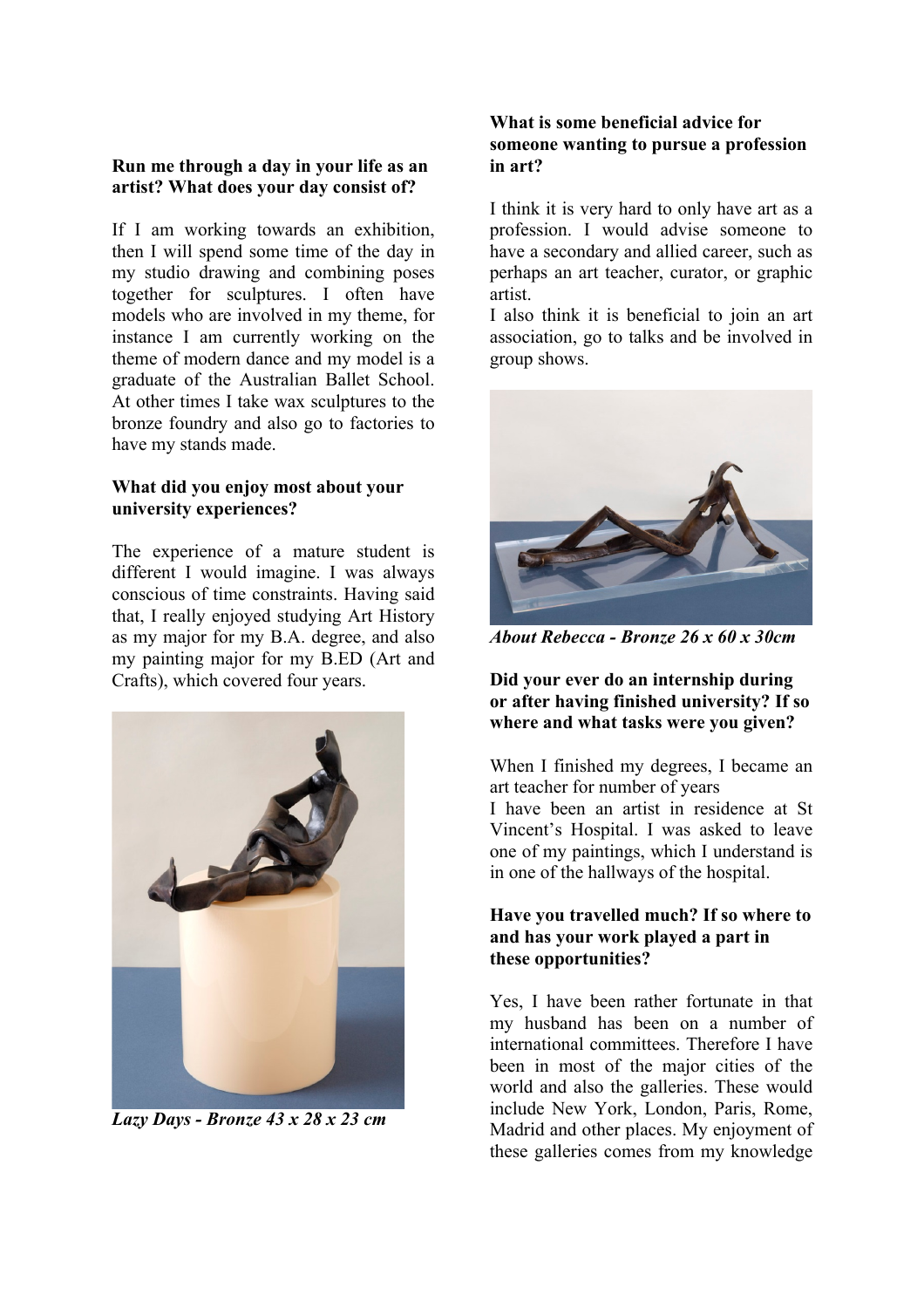**Run me through a day in your life as an artist? What does your day consist of?**

If I am working towards an exhibition, then I will spend some time of the day in my studio drawing and combining poses together for sculptures. I often have models who are involved in my theme, for instance I am currently working on the theme of modern dance and my model is a graduate of the Australian Ballet School. At other times I take wax sculptures to the bronze foundry and also go to factories to have my stands made.

**What did you enjoy most about your university experiences?**

The experience of a mature student is different I would imagine. I was always conscious of time constraints. Having said that, I really enjoyed studying Art History as my major for my B.A. degree, and also my painting major for my B.ED (Art and Crafts), which covered four years.

***Lazy Days - Bronze 43 x 28 x 23 cm***

**What is some beneficial advice for someone wanting to pursue a profession in art?**

I think it is very hard to only have art as a profession. I would advise someone to have a secondary and allied career, such as perhaps an art teacher, curator, or graphic artist.
I also think it is beneficial to join an art association, go to talks and be involved in group shows.

***About Rebecca - Bronze 26 x 60 x 30cm***

**Did your ever do an internship during or after having finished university? If so where and what tasks were you given?**

When I finished my degrees, I became an art teacher for number of years
I have been an artist in residence at St Vincent's Hospital. I was asked to leave one of my paintings, which I understand is in one of the hallways of the hospital.

**Have you travelled much? If so where to and has your work played a part in these opportunities?**

Yes, I have been rather fortunate in that my husband has been on a number of international committees. Therefore I have been in most of the major cities of the world and also the galleries. These would include New York, London, Paris, Rome, Madrid and other places. My enjoyment of these galleries comes from my knowledge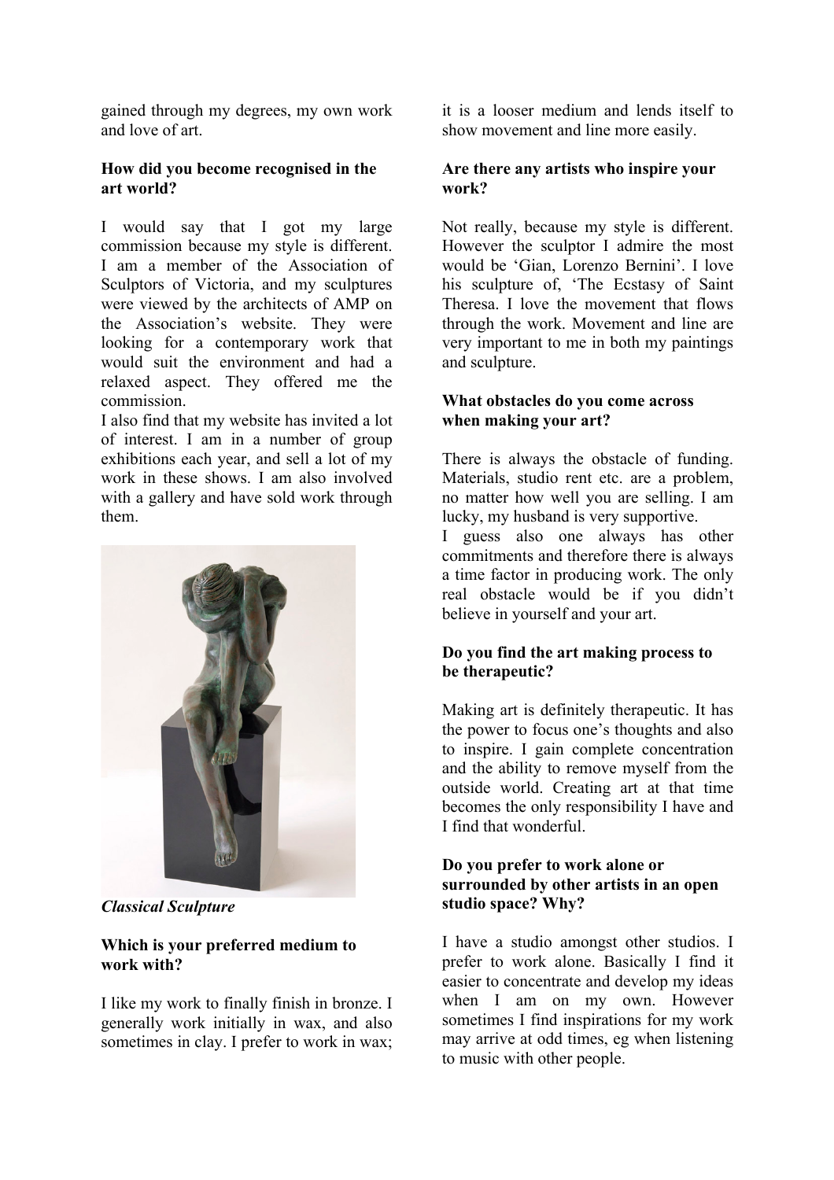gained through my degrees, my own work and love of art.

**How did you become recognised in the art world?**

I would say that I got my large commission because my style is different. I am a member of the Association of Sculptors of Victoria, and my sculptures were viewed by the architects of AMP on the Association's website. They were looking for a contemporary work that would suit the environment and had a relaxed aspect. They offered me the commission.

I also find that my website has invited a lot of interest. I am in a number of group exhibitions each year, and sell a lot of my work in these shows. I am also involved with a gallery and have sold work through them.

***Classical Sculpture***

**Which is your preferred medium to work with?**

I like my work to finally finish in bronze. I generally work initially in wax, and also sometimes in clay. I prefer to work in wax; it is a looser medium and lends itself to show movement and line more easily.

**Are there any artists who inspire your work?**

Not really, because my style is different. However the sculptor I admire the most would be 'Gian, Lorenzo Bernini'. I love his sculpture of, 'The Ecstasy of Saint Theresa. I love the movement that flows through the work. Movement and line are very important to me in both my paintings and sculpture.

**What obstacles do you come across when making your art?**

There is always the obstacle of funding. Materials, studio rent etc. are a problem, no matter how well you are selling. I am lucky, my husband is very supportive.

I guess also one always has other commitments and therefore there is always a time factor in producing work. The only real obstacle would be if you didn't believe in yourself and your art.

**Do you find the art making process to be therapeutic?**

Making art is definitely therapeutic. It has the power to focus one's thoughts and also to inspire. I gain complete concentration and the ability to remove myself from the outside world. Creating art at that time becomes the only responsibility I have and I find that wonderful.

**Do you prefer to work alone or surrounded by other artists in an open studio space? Why?**

I have a studio amongst other studios. I prefer to work alone. Basically I find it easier to concentrate and develop my ideas when I am on my own. However sometimes I find inspirations for my work may arrive at odd times, eg when listening to music with other people.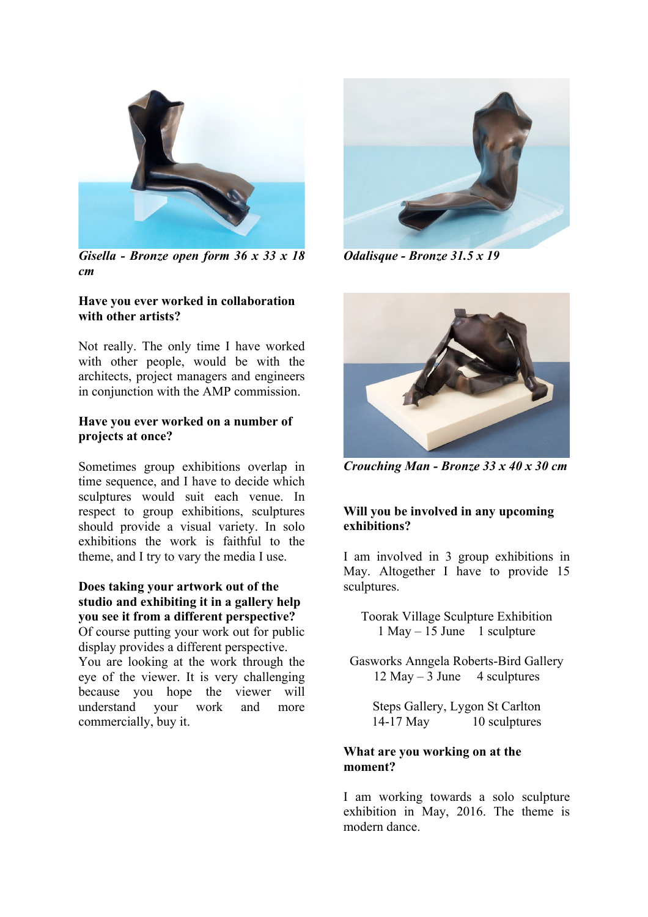*Gisella - Bronze open form 36 x 33 x 18 cm*

*Odalisque - Bronze 31.5 x 19*

**Have you ever worked in collaboration with other artists?**

Not really. The only time I have worked with other people, would be with the architects, project managers and engineers in conjunction with the AMP commission.

**Have you ever worked on a number of projects at once?**

Sometimes group exhibitions overlap in time sequence, and I have to decide which sculptures would suit each venue. In respect to group exhibitions, sculptures should provide a visual variety. In solo exhibitions the work is faithful to the theme, and I try to vary the media I use.

**Does taking your artwork out of the studio and exhibiting it in a gallery help you see it from a different perspective?**

Of course putting your work out for public display provides a different perspective. You are looking at the work through the eye of the viewer. It is very challenging because you hope the viewer will understand your work and more commercially, buy it.

*Crouching Man - Bronze 33 x 40 x 30 cm*

**Will you be involved in any upcoming exhibitions?**

I am involved in 3 group exhibitions in May. Altogether I have to provide 15 sculptures.

Toorak Village Sculpture Exhibition
1 May – 15 June 1 sculpture

Gasworks Anngela Roberts-Bird Gallery
12 May – 3 June 4 sculptures

Steps Gallery, Lygon St Carlton
14-17 May 10 sculptures

**What are you working on at the moment?**

I am working towards a solo sculpture exhibition in May, 2016. The theme is modern dance.